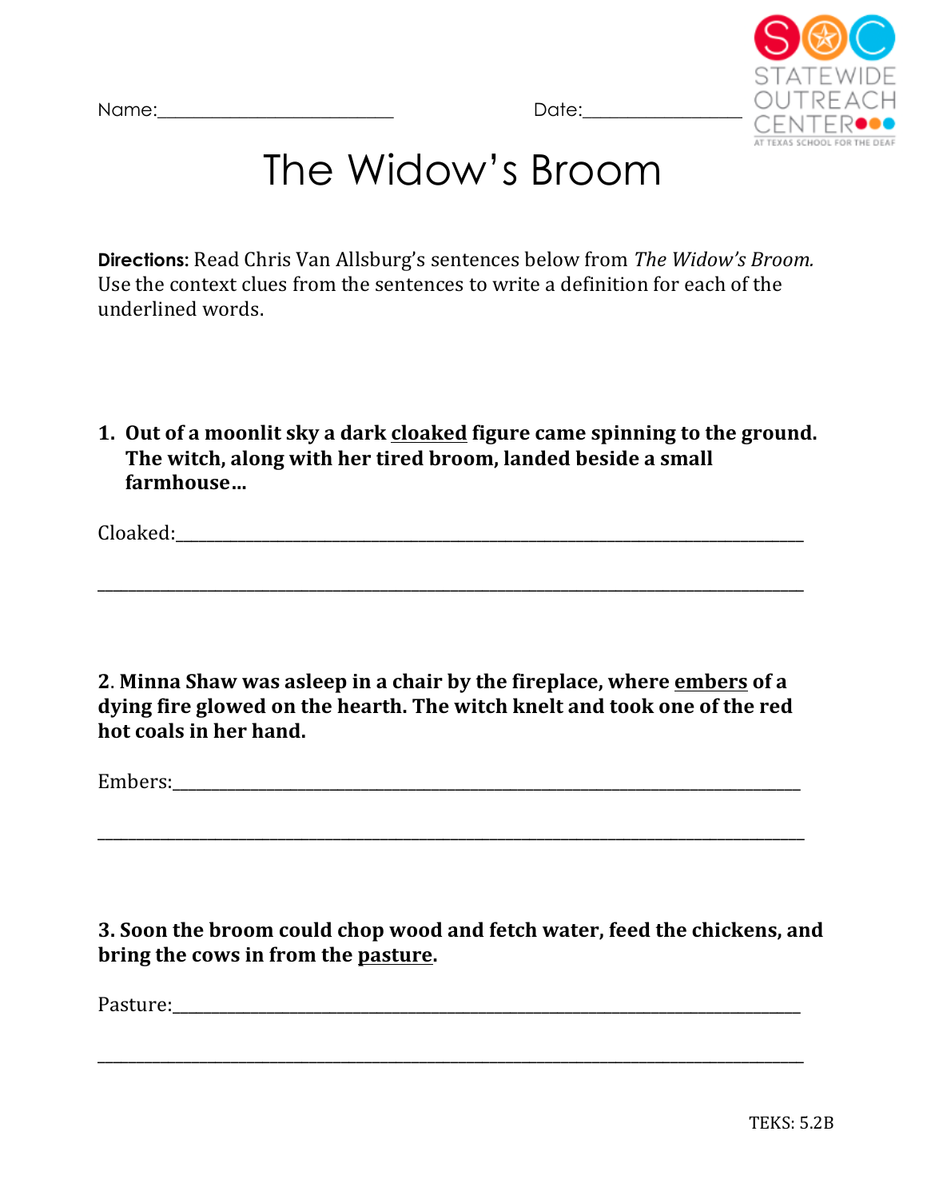Name:_________________________ Date:________________

STATEWIDE OUTREACH CENTER

AT TEXAS SCHOOL FOR THE DEAF

# The Widow's Broom

**Directions**: Read Chris Van Allsburg's sentences below from *The Widow's Broom.* Use the context clues from the sentences to write a definition for each of the underlined words.

1. **Out of a moonlit sky a dark <u>cloaked</u> figure came spinning to the ground. The witch, along with her tired broom, landed beside a small farmhouse…**

Cloaked:_______________________________________________________________________

_______________________________________________________________________________

2. **Minna Shaw was asleep in a chair by the fireplace, where <u>embers</u> of a dying fire glowed on the hearth. The witch knelt and took one of the red hot coals in her hand.**

Embers:_______________________________________________________________________

_______________________________________________________________________________

3. **Soon the broom could chop wood and fetch water, feed the chickens, and bring the cows in from the <u>pasture</u>.**

Pasture:_______________________________________________________________________

_______________________________________________________________________________

TEKS: 5.2B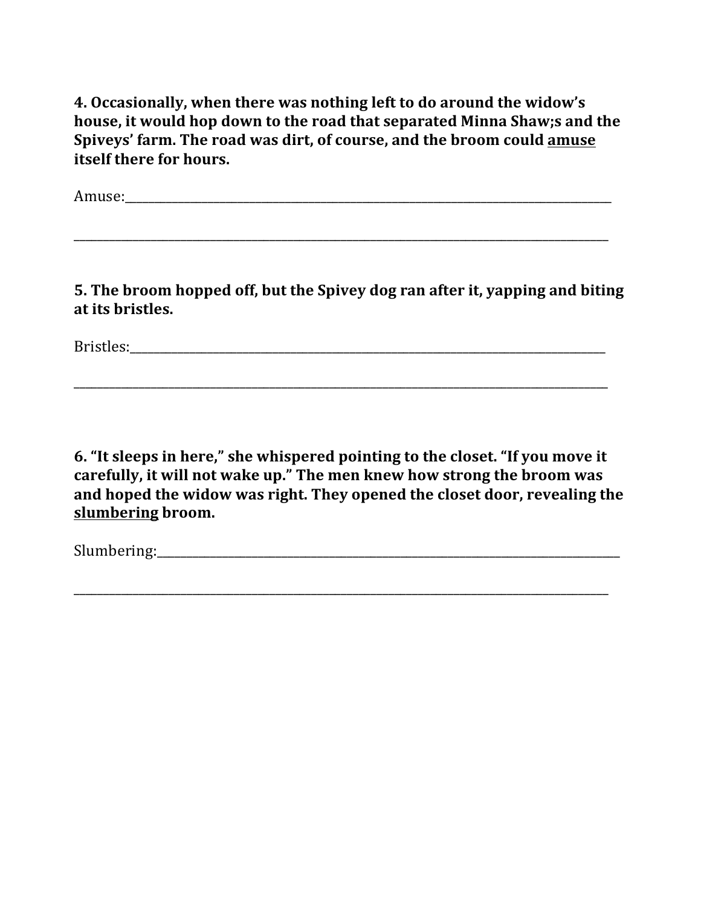**4. Occasionally, when there was nothing left to do around the widow's house, it would hop down to the road that separated Minna Shaw;s and the Spiveys' farm. The road was dirt, of course, and the broom could <u>amuse</u> itself there for hours.**

Amuse:\_\_\_\_\_\_\_\_\_\_\_\_\_\_\_\_\_\_\_\_\_\_\_\_\_\_\_\_\_\_\_\_\_\_\_\_\_\_\_\_\_\_\_\_\_\_\_\_\_\_\_\_\_\_\_\_\_\_\_\_\_\_\_\_\_\_

\_\_\_\_\_\_\_\_\_\_\_\_\_\_\_\_\_\_\_\_\_\_\_\_\_\_\_\_\_\_\_\_\_\_\_\_\_\_\_\_\_\_\_\_\_\_\_\_\_\_\_\_\_\_\_\_\_\_\_\_\_\_\_\_\_\_\_\_\_\_\_\_

**5. The broom hopped off, but the Spivey dog ran after it, yapping and biting at its bristles.**

Bristles:\_\_\_\_\_\_\_\_\_\_\_\_\_\_\_\_\_\_\_\_\_\_\_\_\_\_\_\_\_\_\_\_\_\_\_\_\_\_\_\_\_\_\_\_\_\_\_\_\_\_\_\_\_\_\_\_\_\_\_\_\_\_\_\_

\_\_\_\_\_\_\_\_\_\_\_\_\_\_\_\_\_\_\_\_\_\_\_\_\_\_\_\_\_\_\_\_\_\_\_\_\_\_\_\_\_\_\_\_\_\_\_\_\_\_\_\_\_\_\_\_\_\_\_\_\_\_\_\_\_\_\_\_\_\_\_\_

**6. "It sleeps in here," she whispered pointing to the closet. "If you move it carefully, it will not wake up." The men knew how strong the broom was and hoped the widow was right. They opened the closet door, revealing the <u>slumbering</u> broom.**

Slumbering:\_\_\_\_\_\_\_\_\_\_\_\_\_\_\_\_\_\_\_\_\_\_\_\_\_\_\_\_\_\_\_\_\_\_\_\_\_\_\_\_\_\_\_\_\_\_\_\_\_\_\_\_\_\_\_\_\_\_\_\_\_\_

\_\_\_\_\_\_\_\_\_\_\_\_\_\_\_\_\_\_\_\_\_\_\_\_\_\_\_\_\_\_\_\_\_\_\_\_\_\_\_\_\_\_\_\_\_\_\_\_\_\_\_\_\_\_\_\_\_\_\_\_\_\_\_\_\_\_\_\_\_\_\_\_